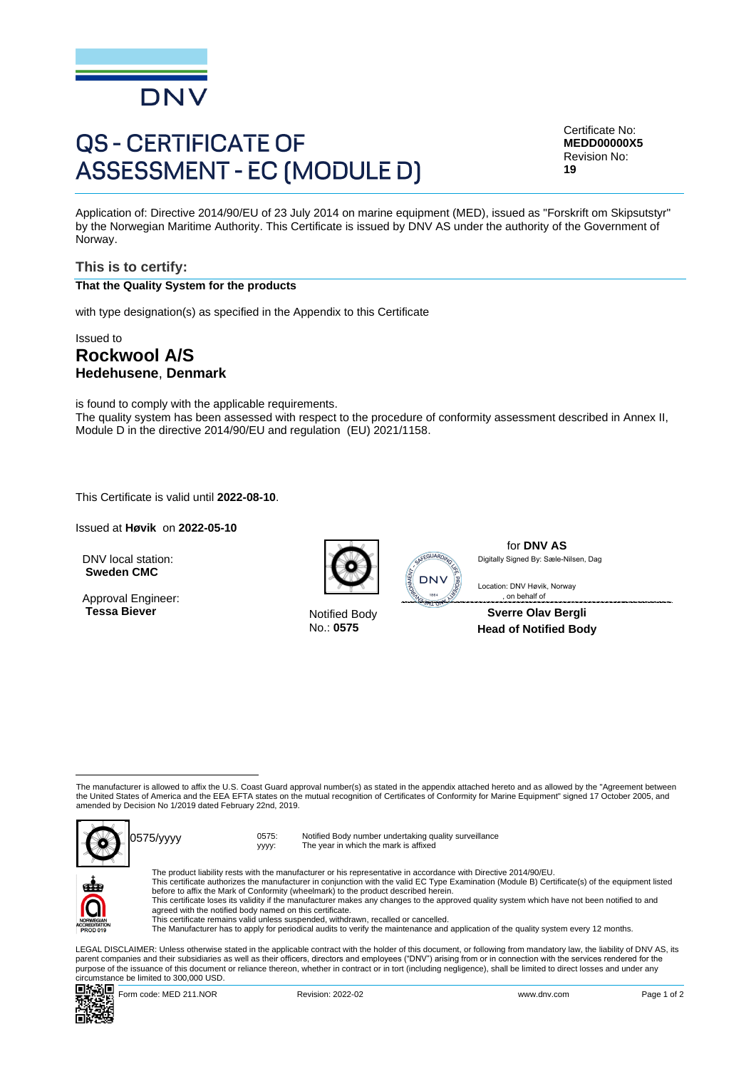DNV

# QS - CERTIFICATE OF ASSESSMENT - EC (MODULE D)

Certificate No:
**MEDD00000X5**
Revision No:
**19**

Application of: Directive 2014/90/EU of 23 July 2014 on marine equipment (MED), issued as "Forskrift om Skipsutstyr" by the Norwegian Maritime Authority. This Certificate is issued by DNV AS under the authority of the Government of Norway.

## This is to certify:

**That the Quality System for the products**

with type designation(s) as specified in the Appendix to this Certificate

Issued to

## Rockwool A/S
### Hedehusene, Denmark

is found to comply with the applicable requirements.
The quality system has been assessed with respect to the procedure of conformity assessment described in Annex II, Module D in the directive 2014/90/EU and regulation (EU) 2021/1158.

This Certificate is valid until **2022-08-10**.

Issued at **Høvik** on **2022-05-10**

DNV local station:
**Sweden CMC**

Approval Engineer:
**Tessa Biever**

Notified Body
No.: **0575**

for **DNV AS**
Digitally Signed By: Sæle-Nilsen, Dag
Location: DNV Høvik, Norway
, on behalf of

**Sverre Olav Bergli**
**Head of Notified Body**

The manufacturer is allowed to affix the U.S. Coast Guard approval number(s) as stated in the appendix attached hereto and as allowed by the "Agreement between the United States of America and the EEA EFTA states on the mutual recognition of Certificates of Conformity for Marine Equipment" signed 17 October 2005, and amended by Decision No 1/2019 dated February 22nd, 2019.

0575/yyyy

0575: Notified Body number undertaking quality surveillance
yyyy: The year in which the mark is affixed

The product liability rests with the manufacturer or his representative in accordance with Directive 2014/90/EU.
This certificate authorizes the manufacturer in conjunction with the valid EC Type Examination (Module B) Certificate(s) of the equipment listed before to affix the Mark of Conformity (wheelmark) to the product described herein.
This certificate loses its validity if the manufacturer makes any changes to the approved quality system which have not been notified to and agreed with the notified body named on this certificate.
This certificate remains valid unless suspended, withdrawn, recalled or cancelled.
The Manufacturer has to apply for periodical audits to verify the maintenance and application of the quality system every 12 months.

NORWEGIAN ACCREDITATION PROD 019

LEGAL DISCLAIMER: Unless otherwise stated in the applicable contract with the holder of this document, or following from mandatory law, the liability of DNV AS, its parent companies and their subsidiaries as well as their officers, directors and employees ("DNV") arising from or in connection with the services rendered for the purpose of the issuance of this document or reliance thereon, whether in contract or in tort (including negligence), shall be limited to direct losses and under any circumstance be limited to 300,000 USD.

Form code: MED 211.NOR | Revision: 2022-02 | www.dnv.com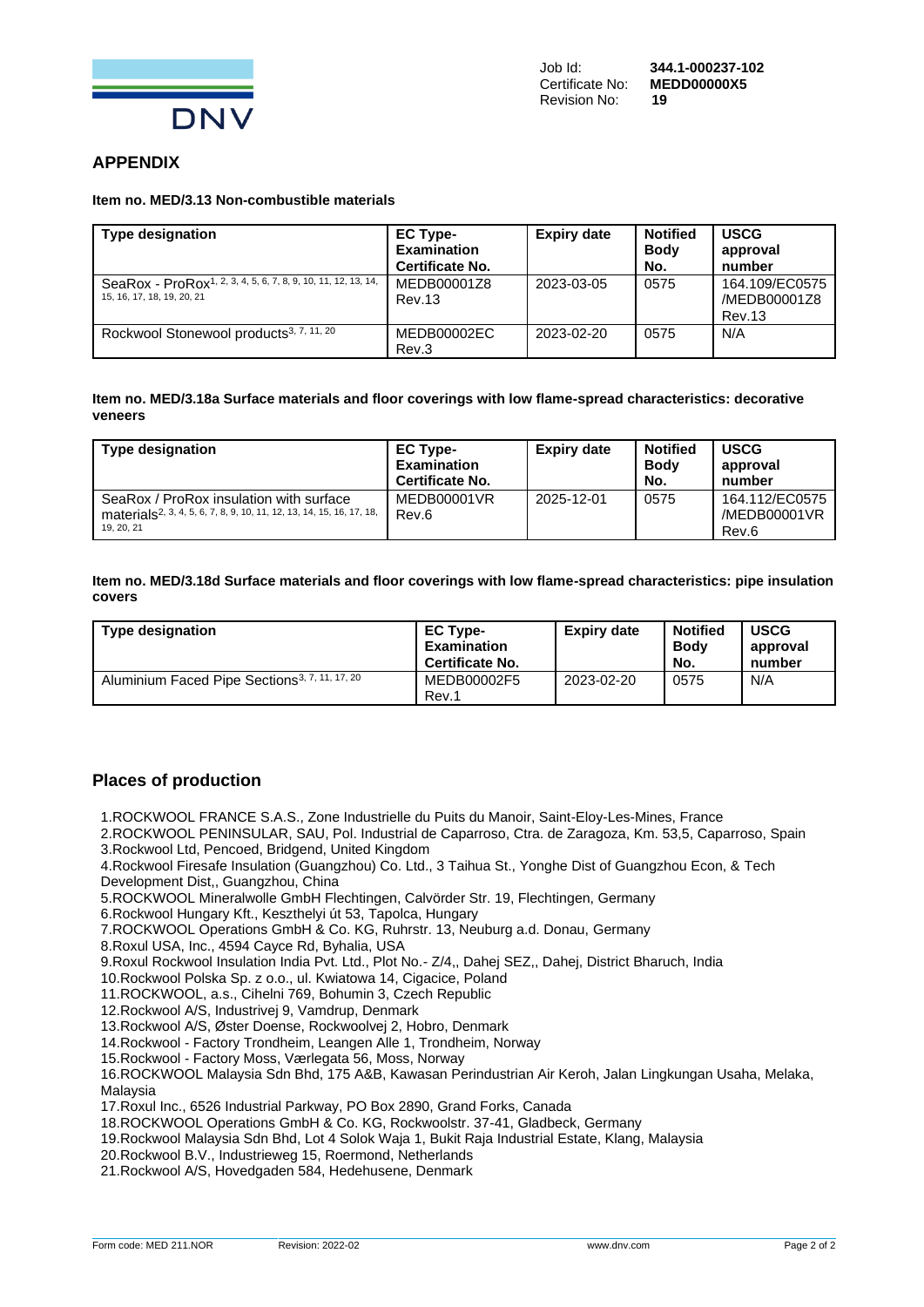Job Id: **344.1-000237-102**
Certificate No: **MEDD00000X5**
Revision No: **19**

## APPENDIX

**Item no. MED/3.13 Non-combustible materials**

| Type designation | EC Type-Examination Certificate No. | Expiry date | Notified Body No. | USCG approval number |
|---|---|---|---|---|
| SeaRox - ProRox[1, 2, 3, 4, 5, 6, 7, 8, 9, 10, 11, 12, 13, 14, 15, 16, 17, 18, 19, 20, 21] | MEDB00001Z8 Rev.13 | 2023-03-05 | 0575 | 164.109/EC0575 /MEDB00001Z8 Rev.13 |
| Rockwool Stonewool products[3, 7, 11, 20] | MEDB00002EC Rev.3 | 2023-02-20 | 0575 | N/A |

**Item no. MED/3.18a Surface materials and floor coverings with low flame-spread characteristics: decorative veneers**

| Type designation | EC Type-Examination Certificate No. | Expiry date | Notified Body No. | USCG approval number |
|---|---|---|---|---|
| SeaRox / ProRox insulation with surface materials[2, 3, 4, 5, 6, 7, 8, 9, 10, 11, 12, 13, 14, 15, 16, 17, 18, 19, 20, 21] | MEDB00001VR Rev.6 | 2025-12-01 | 0575 | 164.112/EC0575 /MEDB00001VR Rev.6 |

**Item no. MED/3.18d Surface materials and floor coverings with low flame-spread characteristics: pipe insulation covers**

| Type designation | EC Type-Examination Certificate No. | Expiry date | Notified Body No. | USCG approval number |
|---|---|---|---|---|
| Aluminium Faced Pipe Sections[3, 7, 11, 17, 20] | MEDB00002F5 Rev.1 | 2023-02-20 | 0575 | N/A |

## Places of production

1. ROCKWOOL FRANCE S.A.S., Zone Industrielle du Puits du Manoir, Saint-Eloy-Les-Mines, France
2. ROCKWOOL PENINSULAR, SAU, Pol. Industrial de Caparroso, Ctra. de Zaragoza, Km. 53,5, Caparroso, Spain
3. Rockwool Ltd, Pencoed, Bridgend, United Kingdom
4. Rockwool Firesafe Insulation (Guangzhou) Co. Ltd., 3 Taihua St., Yonghe Dist of Guangzhou Econ, & Tech Development Dist,, Guangzhou, China
5. ROCKWOOL Mineralwolle GmbH Flechtingen, Calvörder Str. 19, Flechtingen, Germany
6. Rockwool Hungary Kft., Keszthelyi út 53, Tapolca, Hungary
7. ROCKWOOL Operations GmbH & Co. KG, Ruhrstr. 13, Neuburg a.d. Donau, Germany
8. Roxul USA, Inc., 4594 Cayce Rd, Byhalia, USA
9. Roxul Rockwool Insulation India Pvt. Ltd., Plot No.- Z/4,, Dahej SEZ,, Dahej, District Bharuch, India
10. Rockwool Polska Sp. z o.o., ul. Kwiatowa 14, Cigacice, Poland
11. ROCKWOOL, a.s., Cihelni 769, Bohumin 3, Czech Republic
12. Rockwool A/S, Industrivej 9, Vamdrup, Denmark
13. Rockwool A/S, Øster Doense, Rockwoolvej 2, Hobro, Denmark
14. Rockwool - Factory Trondheim, Leangen Alle 1, Trondheim, Norway
15. Rockwool - Factory Moss, Værlegata 56, Moss, Norway
16. ROCKWOOL Malaysia Sdn Bhd, 175 A&B, Kawasan Perindustrian Air Keroh, Jalan Lingkungan Usaha, Melaka, Malaysia
17. Roxul Inc., 6526 Industrial Parkway, PO Box 2890, Grand Forks, Canada
18. ROCKWOOL Operations GmbH & Co. KG, Rockwoolstr. 37-41, Gladbeck, Germany
19. Rockwool Malaysia Sdn Bhd, Lot 4 Solok Waja 1, Bukit Raja Industrial Estate, Klang, Malaysia
20. Rockwool B.V., Industrieweg 15, Roermond, Netherlands
21. Rockwool A/S, Hovedgaden 584, Hedehusene, Denmark

Form code: MED 211.NOR Revision: 2022-02 www.dnv.com